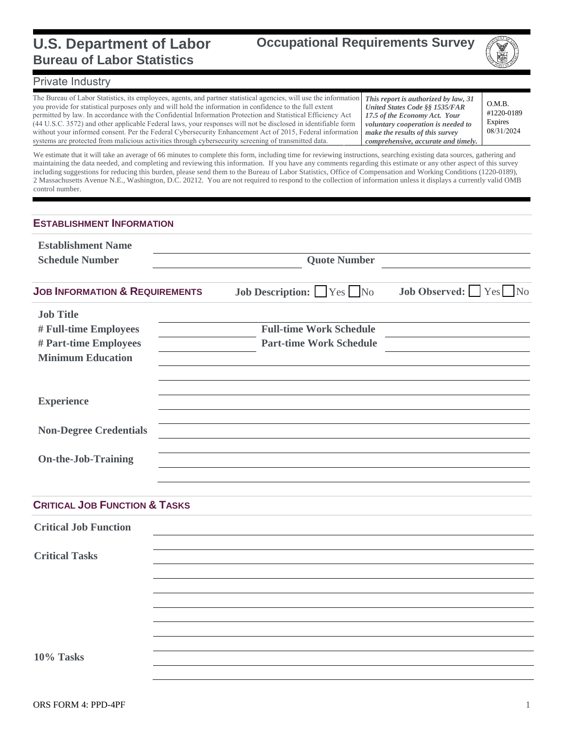# U.S. Department of Labor
## Bureau of Labor Statistics

## Occupational Requirements Survey

Private Industry

The Bureau of Labor Statistics, its employees, agents, and partner statistical agencies, will use the information you provide for statistical purposes only and will hold the information in confidence to the full extent permitted by law. In accordance with the Confidential Information Protection and Statistical Efficiency Act (44 U.S.C. 3572) and other applicable Federal laws, your responses will not be disclosed in identifiable form without your informed consent. Per the Federal Cybersecurity Enhancement Act of 2015, Federal information systems are protected from malicious activities through cybersecurity screening of transmitted data.

***This report is authorized by law, 31 United States Code §§ 1535/FAR 17.5 of the Economy Act. Your voluntary cooperation is needed to make the results of this survey comprehensive, accurate and timely.***

O.M.B. #1220-0189
Expires 08/31/2024

We estimate that it will take an average of 66 minutes to complete this form, including time for reviewing instructions, searching existing data sources, gathering and maintaining the data needed, and completing and reviewing this information. If you have any comments regarding this estimate or any other aspect of this survey including suggestions for reducing this burden, please send them to the Bureau of Labor Statistics, Office of Compensation and Working Conditions (1220-0189), 2 Massachusetts Avenue N.E., Washington, D.C. 20212. You are not required to respond to the collection of information unless it displays a currently valid OMB control number.

## ESTABLISHMENT INFORMATION

**Establishment Name** ______________________________

**Schedule Number** ______________ **Quote Number** ______________

## JOB INFORMATION & REQUIREMENTS

**Job Description:** ☐ Yes ☐ No  **Job Observed:** ☐ Yes ☐ No

**Job Title** ______________________________

**# Full-time Employees** ______________ **Full-time Work Schedule** ______________

**# Part-time Employees** ______________ **Part-time Work Schedule** ______________

**Minimum Education** ______________________________

**Experience** ______________________________

**Non-Degree Credentials** ______________________________

**On-the-Job-Training** ______________________________

## CRITICAL JOB FUNCTION & TASKS

**Critical Job Function** ______________________________

**Critical Tasks** ______________________________

**10% Tasks** ______________________________

ORS FORM 4: PPD-4PF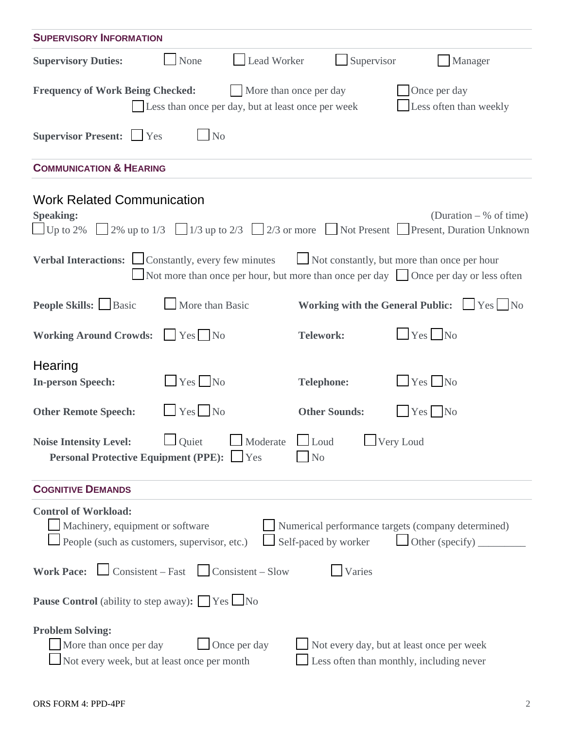## SUPERVISORY INFORMATION

**Supervisory Duties:** ☐ None ☐ Lead Worker ☐ Supervisor ☐ Manager

**Frequency of Work Being Checked:** ☐ More than once per day ☐ Once per day ☐ Less than once per day, but at least once per week ☐ Less often than weekly

**Supervisor Present:** ☐ Yes ☐ No

## COMMUNICATION & HEARING

### Work Related Communication

**Speaking:** (Duration – % of time)
☐ Up to 2% ☐ 2% up to 1/3 ☐ 1/3 up to 2/3 ☐ 2/3 or more ☐ Not Present ☐ Present, Duration Unknown

**Verbal Interactions:** ☐ Constantly, every few minutes ☐ Not constantly, but more than once per hour ☐ Not more than once per hour, but more than once per day ☐ Once per day or less often

**People Skills:** ☐ Basic ☐ More than Basic

**Working with the General Public:** ☐ Yes ☐ No

**Working Around Crowds:** ☐ Yes ☐ No

**Telework:** ☐ Yes ☐ No

### Hearing

**In-person Speech:** ☐ Yes ☐ No

**Telephone:** ☐ Yes ☐ No

**Other Remote Speech:** ☐ Yes ☐ No

**Other Sounds:** ☐ Yes ☐ No

**Noise Intensity Level:** ☐ Quiet ☐ Moderate ☐ Loud ☐ Very Loud

**Personal Protective Equipment (PPE):** ☐ Yes ☐ No

## COGNITIVE DEMANDS

**Control of Workload:**
☐ Machinery, equipment or software ☐ Numerical performance targets (company determined)
☐ People (such as customers, supervisor, etc.) ☐ Self-paced by worker ☐ Other (specify) _________

**Work Pace:** ☐ Consistent – Fast ☐ Consistent – Slow ☐ Varies

**Pause Control** (ability to step away)**:** ☐ Yes ☐ No

**Problem Solving:**
☐ More than once per day ☐ Once per day ☐ Not every day, but at least once per week
☐ Not every week, but at least once per month ☐ Less often than monthly, including never

ORS FORM 4: PPD-4PF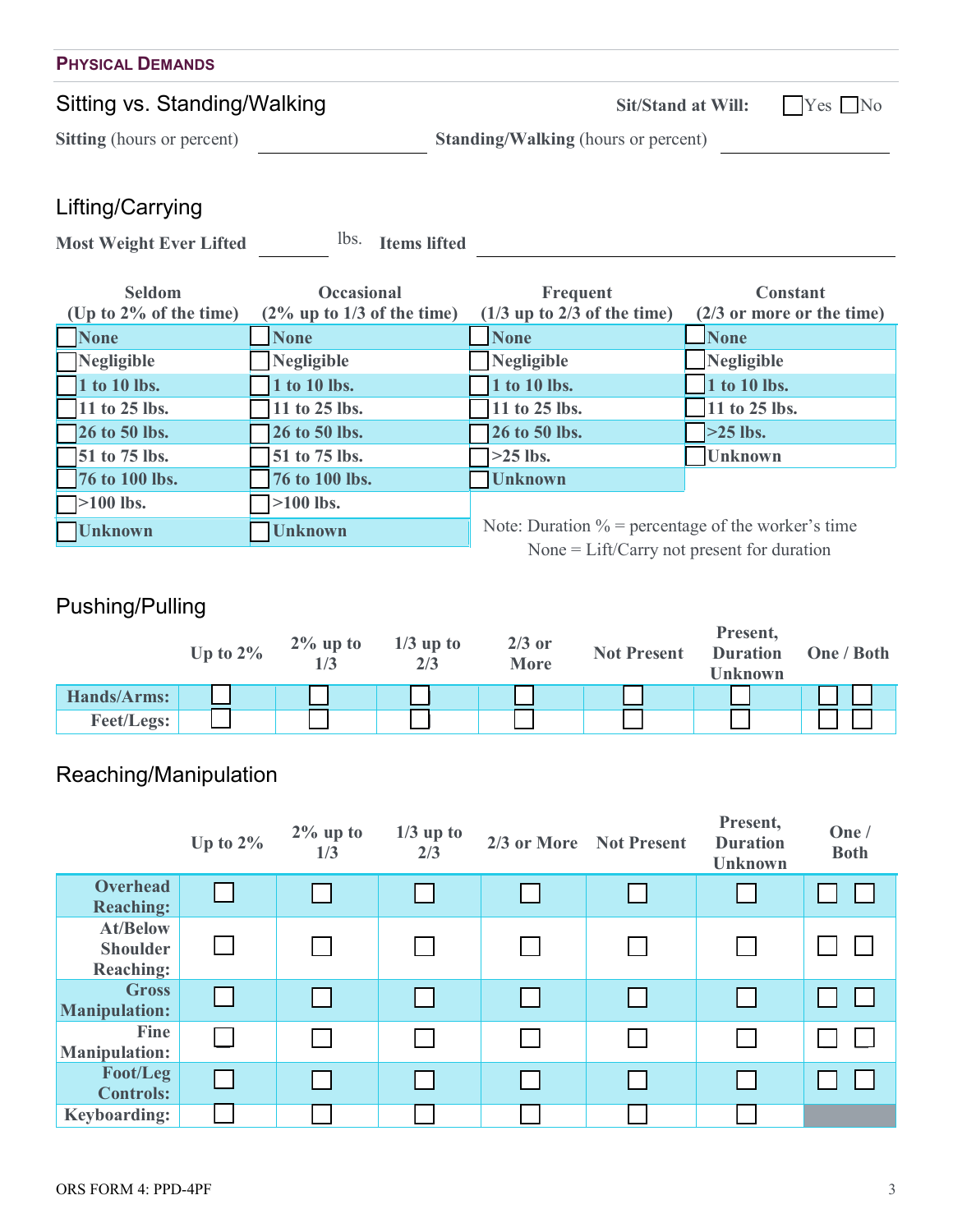## Physical Demands

### Sitting vs. Standing/Walking

**Sit/Stand at Will:** ☐ Yes ☐ No

**Sitting** (hours or percent) ____________ **Standing/Walking** (hours or percent) ____________

### Lifting/Carrying

**Most Weight Ever Lifted** ________ lbs. **Items lifted** ____________________

| Seldom (Up to 2% of the time) | Occasional (2% up to 1/3 of the time) | Frequent (1/3 up to 2/3 of the time) | Constant (2/3 or more or the time) |
|---|---|---|---|
| ☐ None | ☐ None | ☐ None | ☐ None |
| ☐ Negligible | ☐ Negligible | ☐ Negligible | ☐ Negligible |
| ☐ 1 to 10 lbs. | ☐ 1 to 10 lbs. | ☐ 1 to 10 lbs. | ☐ 1 to 10 lbs. |
| ☐ 11 to 25 lbs. | ☐ 11 to 25 lbs. | ☐ 11 to 25 lbs. | ☐ 11 to 25 lbs. |
| ☐ 26 to 50 lbs. | ☐ 26 to 50 lbs. | ☐ 26 to 50 lbs. | ☐ >25 lbs. |
| ☐ 51 to 75 lbs. | ☐ 51 to 75 lbs. | ☐ >25 lbs. | ☐ Unknown |
| ☐ 76 to 100 lbs. | ☐ 76 to 100 lbs. | ☐ Unknown | |
| ☐ >100 lbs. | ☐ >100 lbs. | | |
| ☐ Unknown | ☐ Unknown | | |

Note: Duration % = percentage of the worker's time
None = Lift/Carry not present for duration

### Pushing/Pulling

| | Up to 2% | 2% up to 1/3 | 1/3 up to 2/3 | 2/3 or More | Not Present | Present, Duration Unknown | One / Both |
|---|---|---|---|---|---|---|---|
| **Hands/Arms:** | ☐ | ☐ | ☐ | ☐ | ☐ | ☐ | ☐ ☐ |
| **Feet/Legs:** | ☐ | ☐ | ☐ | ☐ | ☐ | ☐ | ☐ ☐ |

### Reaching/Manipulation

| | Up to 2% | 2% up to 1/3 | 1/3 up to 2/3 | 2/3 or More | Not Present | Present, Duration Unknown | One / Both |
|---|---|---|---|---|---|---|---|
| **Overhead Reaching:** | ☐ | ☐ | ☐ | ☐ | ☐ | ☐ | ☐ ☐ |
| **At/Below Shoulder Reaching:** | ☐ | ☐ | ☐ | ☐ | ☐ | ☐ | ☐ ☐ |
| **Gross Manipulation:** | ☐ | ☐ | ☐ | ☐ | ☐ | ☐ | ☐ ☐ |
| **Fine Manipulation:** | ☐ | ☐ | ☐ | ☐ | ☐ | ☐ | ☐ ☐ |
| **Foot/Leg Controls:** | ☐ | ☐ | ☐ | ☐ | ☐ | ☐ | ☐ ☐ |
| **Keyboarding:** | ☐ | ☐ | ☐ | ☐ | ☐ | ☐ | |

ORS FORM 4: PPD-4PF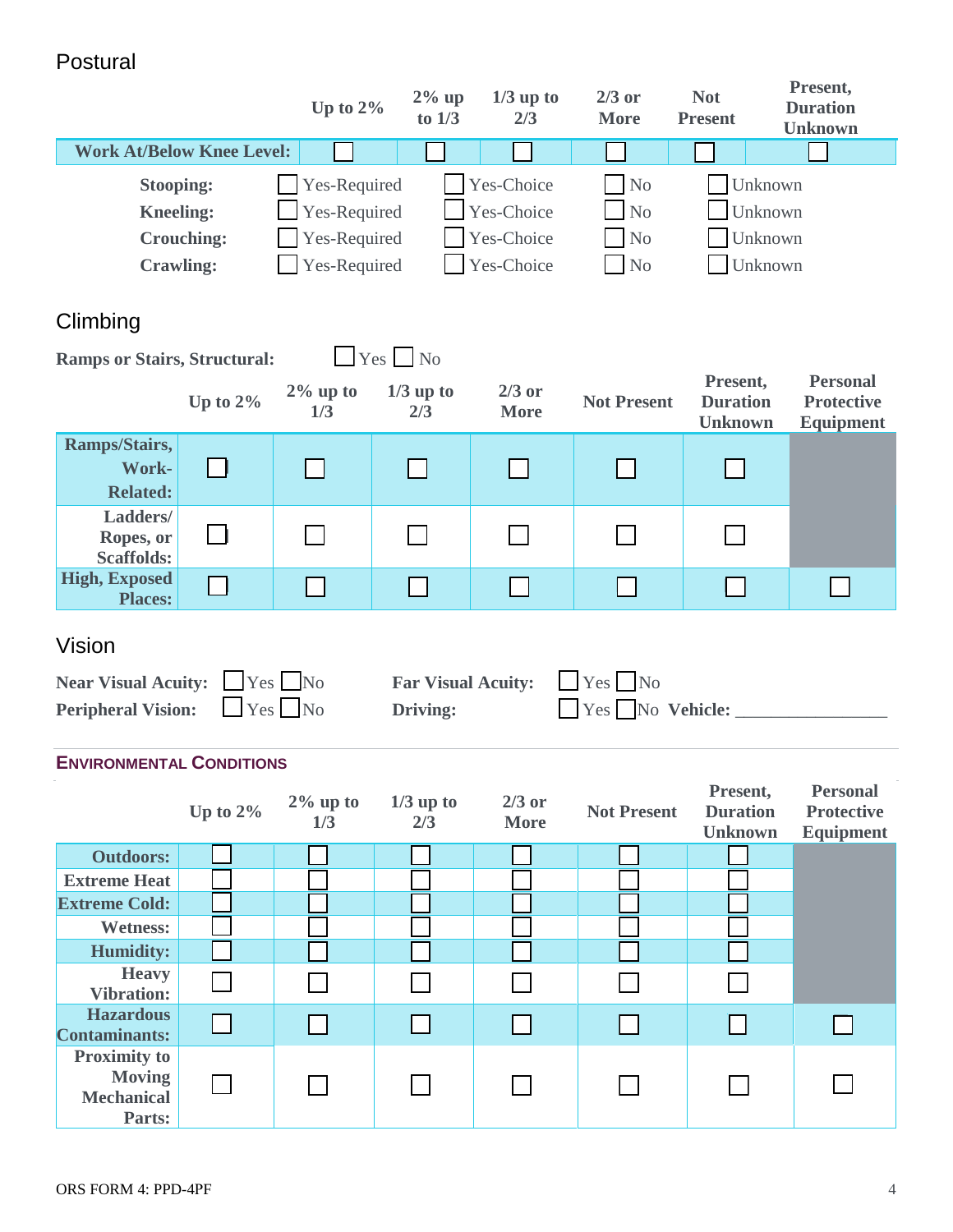## Postural

| | Up to 2% | 2% up to 1/3 | 1/3 up to 2/3 | 2/3 or More | Not Present | Present, Duration Unknown |
|---|---|---|---|---|---|---|
| **Work At/Below Knee Level:** | ☐ | ☐ | ☐ | ☐ | ☐ | ☐ |

**Stooping:** ☐ Yes-Required ☐ Yes-Choice ☐ No ☐ Unknown

**Kneeling:** ☐ Yes-Required ☐ Yes-Choice ☐ No ☐ Unknown

**Crouching:** ☐ Yes-Required ☐ Yes-Choice ☐ No ☐ Unknown

**Crawling:** ☐ Yes-Required ☐ Yes-Choice ☐ No ☐ Unknown

## Climbing

**Ramps or Stairs, Structural:** ☐ Yes ☐ No

| | Up to 2% | 2% up to 1/3 | 1/3 up to 2/3 | 2/3 or More | Not Present | Present, Duration Unknown | Personal Protective Equipment |
|---|---|---|---|---|---|---|---|
| **Ramps/Stairs, Work-Related:** | ☐ | ☐ | ☐ | ☐ | ☐ | ☐ | |
| **Ladders/ Ropes, or Scaffolds:** | ☐ | ☐ | ☐ | ☐ | ☐ | ☐ | |
| **High, Exposed Places:** | ☐ | ☐ | ☐ | ☐ | ☐ | ☐ | ☐ |

## Vision

**Near Visual Acuity:** ☐ Yes ☐ No **Far Visual Acuity:** ☐ Yes ☐ No

**Peripheral Vision:** ☐ Yes ☐ No **Driving:** ☐ Yes ☐ No **Vehicle:** ________________

## ENVIRONMENTAL CONDITIONS

| | Up to 2% | 2% up to 1/3 | 1/3 up to 2/3 | 2/3 or More | Not Present | Present, Duration Unknown | Personal Protective Equipment |
|---|---|---|---|---|---|---|---|
| **Outdoors:** | ☐ | ☐ | ☐ | ☐ | ☐ | ☐ | |
| **Extreme Heat** | ☐ | ☐ | ☐ | ☐ | ☐ | ☐ | |
| **Extreme Cold:** | ☐ | ☐ | ☐ | ☐ | ☐ | ☐ | |
| **Wetness:** | ☐ | ☐ | ☐ | ☐ | ☐ | ☐ | |
| **Humidity:** | ☐ | ☐ | ☐ | ☐ | ☐ | ☐ | |
| **Heavy Vibration:** | ☐ | ☐ | ☐ | ☐ | ☐ | ☐ | |
| **Hazardous Contaminants:** | ☐ | ☐ | ☐ | ☐ | ☐ | ☐ | ☐ |
| **Proximity to Moving Mechanical Parts:** | ☐ | ☐ | ☐ | ☐ | ☐ | ☐ | ☐ |

ORS FORM 4: PPD-4PF